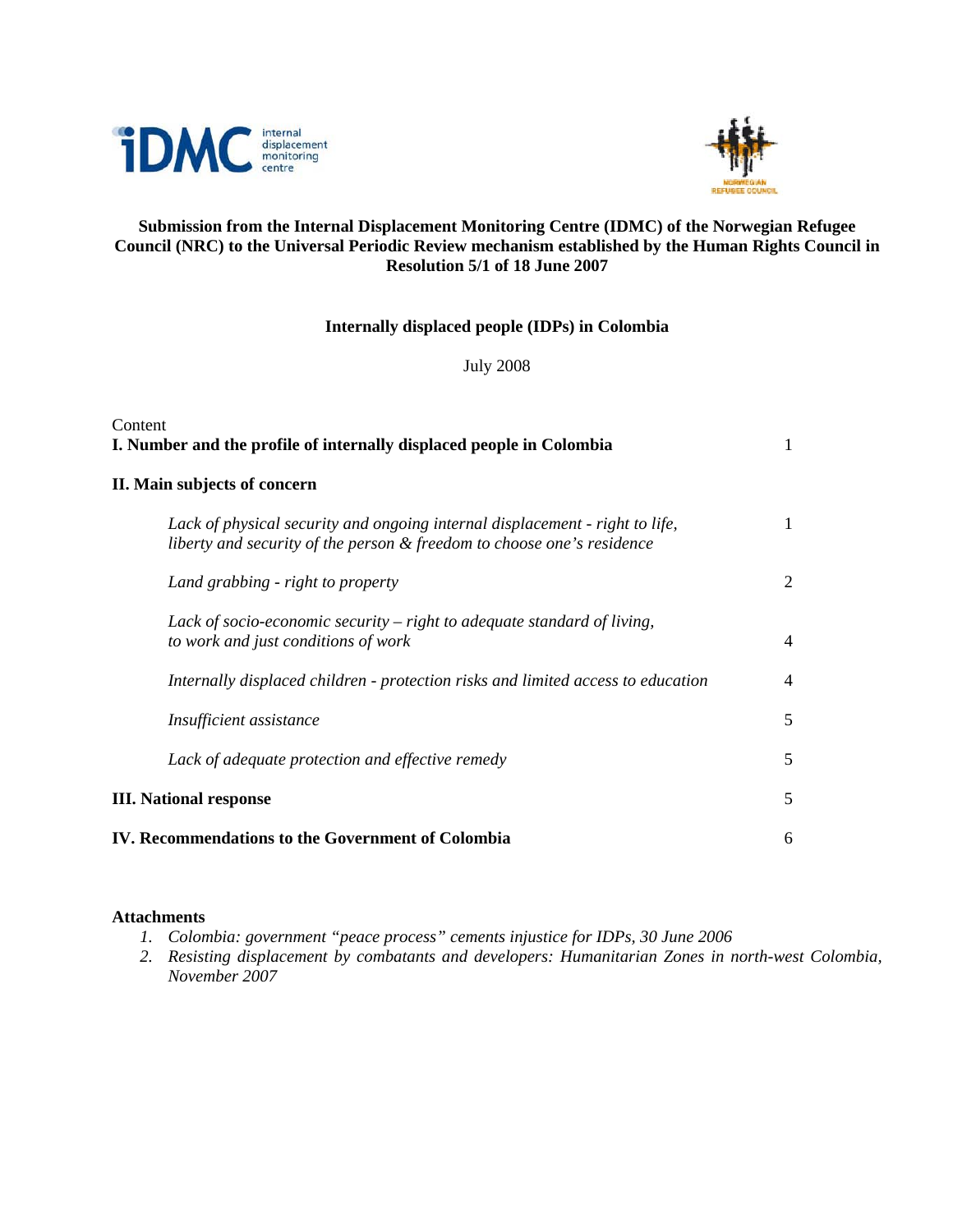**Submission from the Internal Displacement Monitoring Centre (IDMC) of the Norwegian Refugee Council (NRC) to the Universal Periodic Review mechanism established by the Human Rights Council in Resolution 5/1 of 18 June 2007**

**Internally displaced people (IDPs) in Colombia**

July 2008

Content

| | |
|---|---|
| **I. Number and the profile of internally displaced people in Colombia** | 1 |
| **II. Main subjects of concern** | |
| *Lack of physical security and ongoing internal displacement - right to life, liberty and security of the person & freedom to choose one's residence* | 1 |
| *Land grabbing - right to property* | 2 |
| *Lack of socio-economic security – right to adequate standard of living, to work and just conditions of work* | 4 |
| *Internally displaced children - protection risks and limited access to education* | 4 |
| *Insufficient assistance* | 5 |
| *Lack of adequate protection and effective remedy* | 5 |
| **III. National response** | 5 |
| **IV. Recommendations to the Government of Colombia** | 6 |

**Attachments**

1. *Colombia: government "peace process" cements injustice for IDPs, 30 June 2006*
2. *Resisting displacement by combatants and developers: Humanitarian Zones in north-west Colombia, November 2007*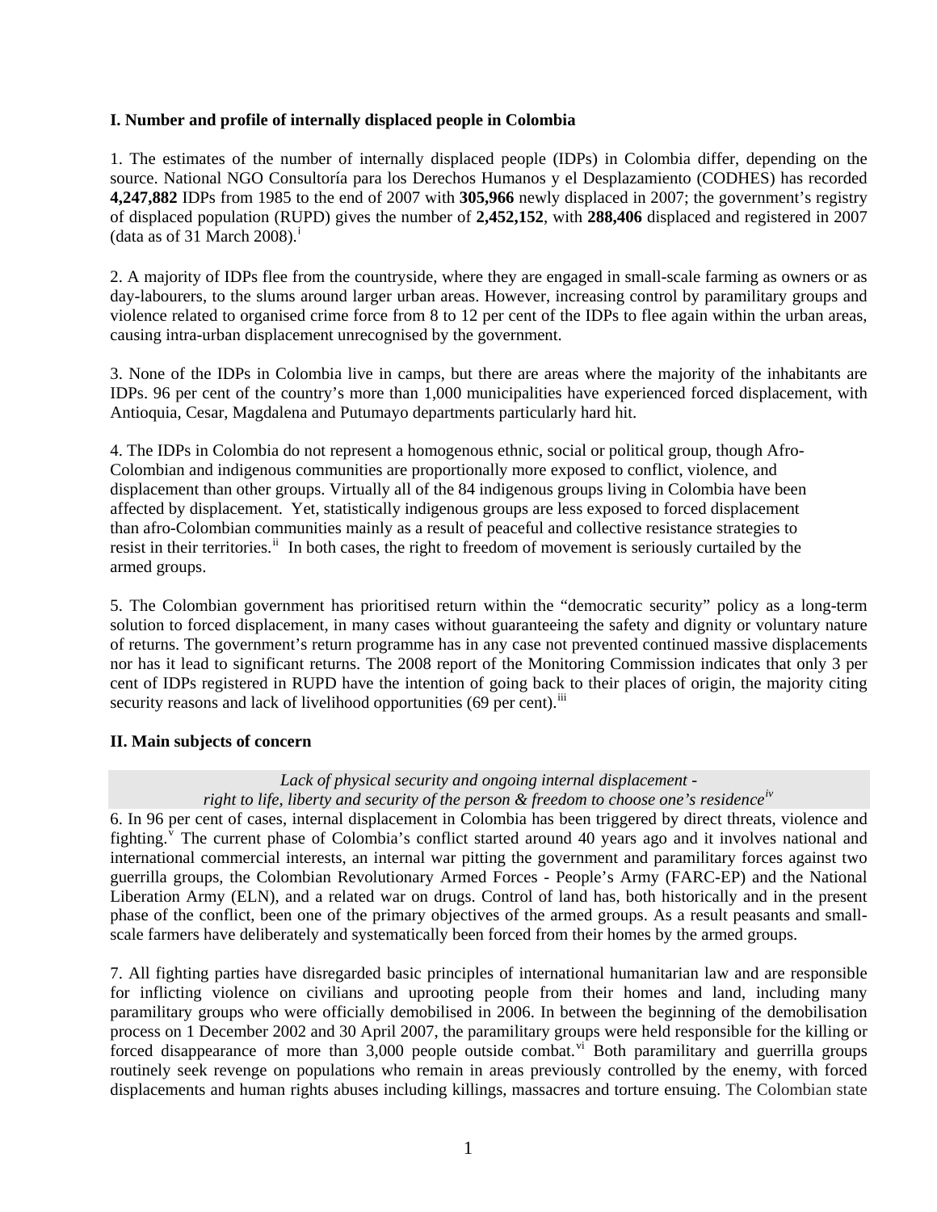## I. Number and profile of internally displaced people in Colombia

1. The estimates of the number of internally displaced people (IDPs) in Colombia differ, depending on the source. National NGO Consultoría para los Derechos Humanos y el Desplazamiento (CODHES) has recorded **4,247,882** IDPs from 1985 to the end of 2007 with **305,966** newly displaced in 2007; the government's registry of displaced population (RUPD) gives the number of **2,452,152**, with **288,406** displaced and registered in 2007 (data as of 31 March 2008).[i]

2. A majority of IDPs flee from the countryside, where they are engaged in small-scale farming as owners or as day-labourers, to the slums around larger urban areas. However, increasing control by paramilitary groups and violence related to organised crime force from 8 to 12 per cent of the IDPs to flee again within the urban areas, causing intra-urban displacement unrecognised by the government.

3. None of the IDPs in Colombia live in camps, but there are areas where the majority of the inhabitants are IDPs. 96 per cent of the country's more than 1,000 municipalities have experienced forced displacement, with Antioquia, Cesar, Magdalena and Putumayo departments particularly hard hit.

4. The IDPs in Colombia do not represent a homogenous ethnic, social or political group, though Afro-Colombian and indigenous communities are proportionally more exposed to conflict, violence, and displacement than other groups. Virtually all of the 84 indigenous groups living in Colombia have been affected by displacement. Yet, statistically indigenous groups are less exposed to forced displacement than afro-Colombian communities mainly as a result of peaceful and collective resistance strategies to resist in their territories.[ii] In both cases, the right to freedom of movement is seriously curtailed by the armed groups.

5. The Colombian government has prioritised return within the "democratic security" policy as a long-term solution to forced displacement, in many cases without guaranteeing the safety and dignity or voluntary nature of returns. The government's return programme has in any case not prevented continued massive displacements nor has it lead to significant returns. The 2008 report of the Monitoring Commission indicates that only 3 per cent of IDPs registered in RUPD have the intention of going back to their places of origin, the majority citing security reasons and lack of livelihood opportunities (69 per cent).[iii]

## II. Main subjects of concern

*Lack of physical security and ongoing internal displacement - right to life, liberty and security of the person & freedom to choose one's residence*[iv]

6. In 96 per cent of cases, internal displacement in Colombia has been triggered by direct threats, violence and fighting.[v] The current phase of Colombia's conflict started around 40 years ago and it involves national and international commercial interests, an internal war pitting the government and paramilitary forces against two guerrilla groups, the Colombian Revolutionary Armed Forces - People's Army (FARC-EP) and the National Liberation Army (ELN), and a related war on drugs. Control of land has, both historically and in the present phase of the conflict, been one of the primary objectives of the armed groups. As a result peasants and small-scale farmers have deliberately and systematically been forced from their homes by the armed groups.

7. All fighting parties have disregarded basic principles of international humanitarian law and are responsible for inflicting violence on civilians and uprooting people from their homes and land, including many paramilitary groups who were officially demobilised in 2006. In between the beginning of the demobilisation process on 1 December 2002 and 30 April 2007, the paramilitary groups were held responsible for the killing or forced disappearance of more than 3,000 people outside combat.[vi] Both paramilitary and guerrilla groups routinely seek revenge on populations who remain in areas previously controlled by the enemy, with forced displacements and human rights abuses including killings, massacres and torture ensuing. The Colombian state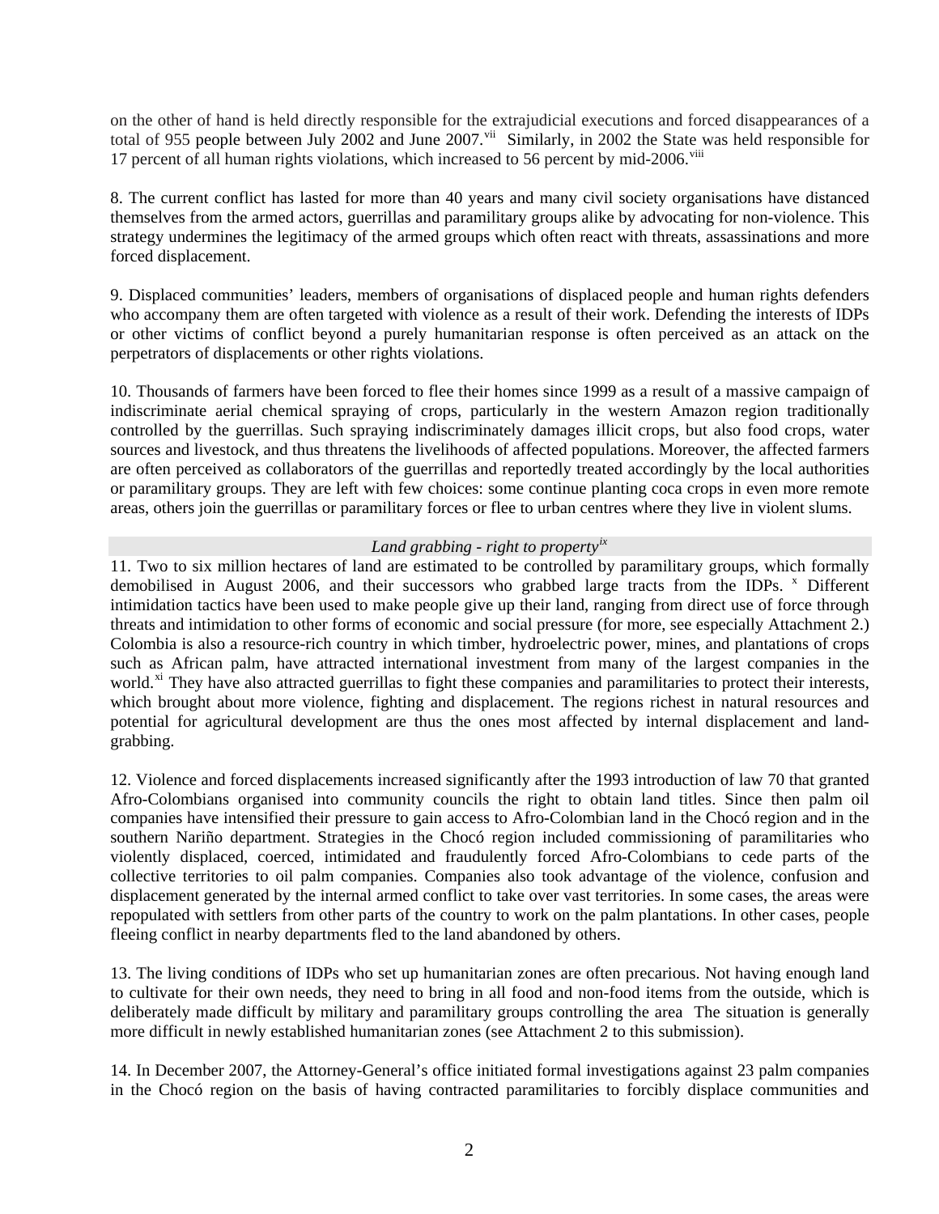on the other of hand is held directly responsible for the extrajudicial executions and forced disappearances of a total of 955 people between July 2002 and June 2007.[vii] Similarly, in 2002 the State was held responsible for 17 percent of all human rights violations, which increased to 56 percent by mid-2006.[viii]

8. The current conflict has lasted for more than 40 years and many civil society organisations have distanced themselves from the armed actors, guerrillas and paramilitary groups alike by advocating for non-violence. This strategy undermines the legitimacy of the armed groups which often react with threats, assassinations and more forced displacement.

9. Displaced communities' leaders, members of organisations of displaced people and human rights defenders who accompany them are often targeted with violence as a result of their work. Defending the interests of IDPs or other victims of conflict beyond a purely humanitarian response is often perceived as an attack on the perpetrators of displacements or other rights violations.

10. Thousands of farmers have been forced to flee their homes since 1999 as a result of a massive campaign of indiscriminate aerial chemical spraying of crops, particularly in the western Amazon region traditionally controlled by the guerrillas. Such spraying indiscriminately damages illicit crops, but also food crops, water sources and livestock, and thus threatens the livelihoods of affected populations. Moreover, the affected farmers are often perceived as collaborators of the guerrillas and reportedly treated accordingly by the local authorities or paramilitary groups. They are left with few choices: some continue planting coca crops in even more remote areas, others join the guerrillas or paramilitary forces or flee to urban centres where they live in violent slums.

### *Land grabbing - right to property*[ix]

11. Two to six million hectares of land are estimated to be controlled by paramilitary groups, which formally demobilised in August 2006, and their successors who grabbed large tracts from the IDPs. [x] Different intimidation tactics have been used to make people give up their land, ranging from direct use of force through threats and intimidation to other forms of economic and social pressure (for more, see especially Attachment 2.) Colombia is also a resource-rich country in which timber, hydroelectric power, mines, and plantations of crops such as African palm, have attracted international investment from many of the largest companies in the world.[xi] They have also attracted guerrillas to fight these companies and paramilitaries to protect their interests, which brought about more violence, fighting and displacement. The regions richest in natural resources and potential for agricultural development are thus the ones most affected by internal displacement and land-grabbing.

12. Violence and forced displacements increased significantly after the 1993 introduction of law 70 that granted Afro-Colombians organised into community councils the right to obtain land titles. Since then palm oil companies have intensified their pressure to gain access to Afro-Colombian land in the Chocó region and in the southern Nariño department. Strategies in the Chocó region included commissioning of paramilitaries who violently displaced, coerced, intimidated and fraudulently forced Afro-Colombians to cede parts of the collective territories to oil palm companies. Companies also took advantage of the violence, confusion and displacement generated by the internal armed conflict to take over vast territories. In some cases, the areas were repopulated with settlers from other parts of the country to work on the palm plantations. In other cases, people fleeing conflict in nearby departments fled to the land abandoned by others.

13. The living conditions of IDPs who set up humanitarian zones are often precarious. Not having enough land to cultivate for their own needs, they need to bring in all food and non-food items from the outside, which is deliberately made difficult by military and paramilitary groups controlling the area The situation is generally more difficult in newly established humanitarian zones (see Attachment 2 to this submission).

14. In December 2007, the Attorney-General's office initiated formal investigations against 23 palm companies in the Chocó region on the basis of having contracted paramilitaries to forcibly displace communities and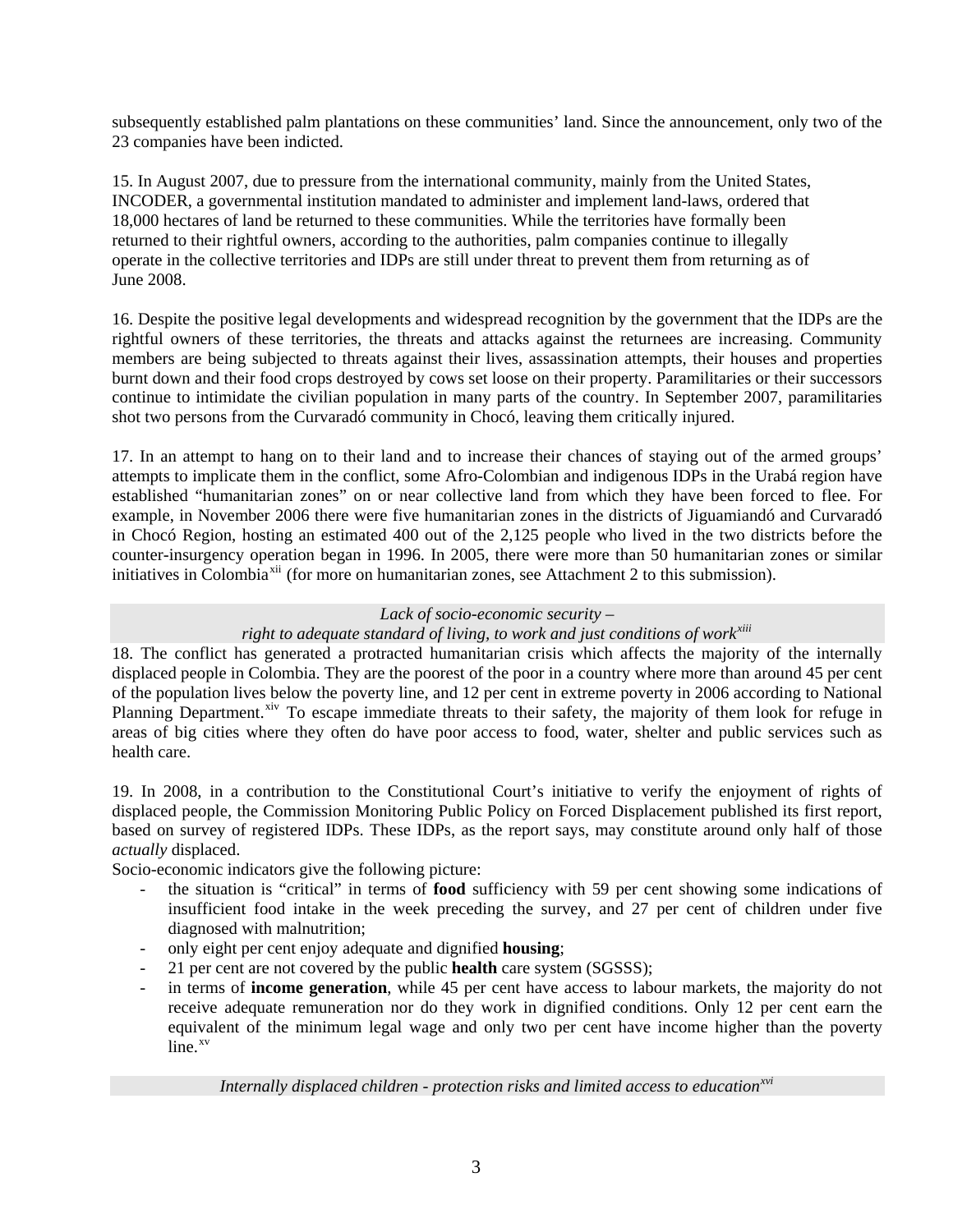subsequently established palm plantations on these communities' land. Since the announcement, only two of the 23 companies have been indicted.

15. In August 2007, due to pressure from the international community, mainly from the United States, INCODER, a governmental institution mandated to administer and implement land-laws, ordered that 18,000 hectares of land be returned to these communities. While the territories have formally been returned to their rightful owners, according to the authorities, palm companies continue to illegally operate in the collective territories and IDPs are still under threat to prevent them from returning as of June 2008.

16. Despite the positive legal developments and widespread recognition by the government that the IDPs are the rightful owners of these territories, the threats and attacks against the returnees are increasing. Community members are being subjected to threats against their lives, assassination attempts, their houses and properties burnt down and their food crops destroyed by cows set loose on their property. Paramilitaries or their successors continue to intimidate the civilian population in many parts of the country. In September 2007, paramilitaries shot two persons from the Curvaradó community in Chocó, leaving them critically injured.

17. In an attempt to hang on to their land and to increase their chances of staying out of the armed groups' attempts to implicate them in the conflict, some Afro-Colombian and indigenous IDPs in the Urabá region have established "humanitarian zones" on or near collective land from which they have been forced to flee. For example, in November 2006 there were five humanitarian zones in the districts of Jiguamiandó and Curvaradó in Chocó Region, hosting an estimated 400 out of the 2,125 people who lived in the two districts before the counter-insurgency operation began in 1996. In 2005, there were more than 50 humanitarian zones or similar initiatives in Colombia[xii] (for more on humanitarian zones, see Attachment 2 to this submission).

### *Lack of socio-economic security – right to adequate standard of living, to work and just conditions of work*[xiii]

18. The conflict has generated a protracted humanitarian crisis which affects the majority of the internally displaced people in Colombia. They are the poorest of the poor in a country where more than around 45 per cent of the population lives below the poverty line, and 12 per cent in extreme poverty in 2006 according to National Planning Department.[xiv] To escape immediate threats to their safety, the majority of them look for refuge in areas of big cities where they often do have poor access to food, water, shelter and public services such as health care.

19. In 2008, in a contribution to the Constitutional Court's initiative to verify the enjoyment of rights of displaced people, the Commission Monitoring Public Policy on Forced Displacement published its first report, based on survey of registered IDPs. These IDPs, as the report says, may constitute around only half of those *actually* displaced.

Socio-economic indicators give the following picture:

- the situation is "critical" in terms of **food** sufficiency with 59 per cent showing some indications of insufficient food intake in the week preceding the survey, and 27 per cent of children under five diagnosed with malnutrition;
- only eight per cent enjoy adequate and dignified **housing**;
- 21 per cent are not covered by the public **health** care system (SGSSS);
- in terms of **income generation**, while 45 per cent have access to labour markets, the majority do not receive adequate remuneration nor do they work in dignified conditions. Only 12 per cent earn the equivalent of the minimum legal wage and only two per cent have income higher than the poverty line.[xv]

### *Internally displaced children - protection risks and limited access to education*[xvi]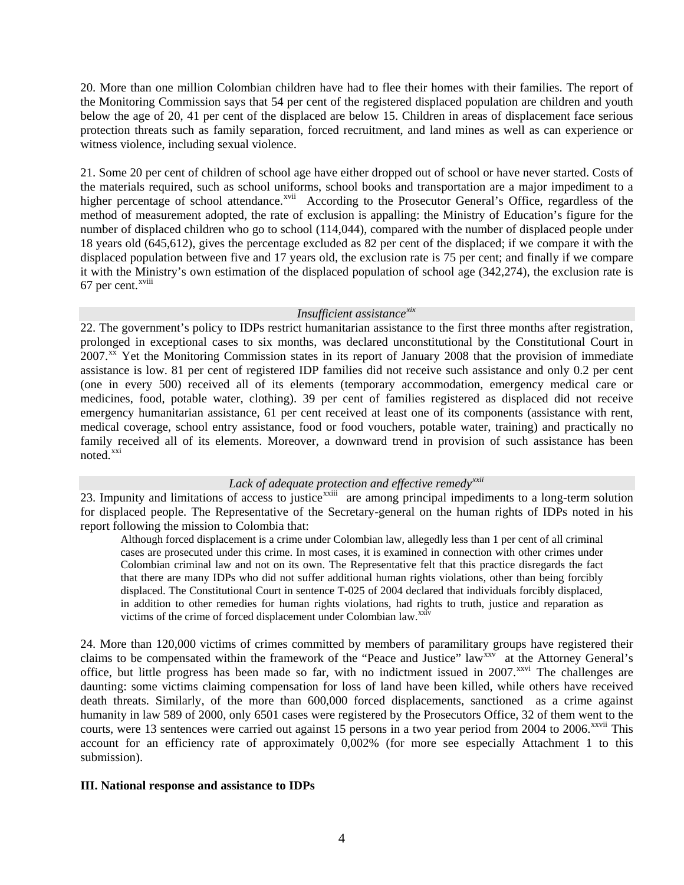20. More than one million Colombian children have had to flee their homes with their families. The report of the Monitoring Commission says that 54 per cent of the registered displaced population are children and youth below the age of 20, 41 per cent of the displaced are below 15. Children in areas of displacement face serious protection threats such as family separation, forced recruitment, and land mines as well as can experience or witness violence, including sexual violence.

21. Some 20 per cent of children of school age have either dropped out of school or have never started. Costs of the materials required, such as school uniforms, school books and transportation are a major impediment to a higher percentage of school attendance.[xvii] According to the Prosecutor General's Office, regardless of the method of measurement adopted, the rate of exclusion is appalling: the Ministry of Education's figure for the number of displaced children who go to school (114,044), compared with the number of displaced people under 18 years old (645,612), gives the percentage excluded as 82 per cent of the displaced; if we compare it with the displaced population between five and 17 years old, the exclusion rate is 75 per cent; and finally if we compare it with the Ministry's own estimation of the displaced population of school age (342,274), the exclusion rate is 67 per cent.[xviii]

### *Insufficient assistance[xix]*

22. The government's policy to IDPs restrict humanitarian assistance to the first three months after registration, prolonged in exceptional cases to six months, was declared unconstitutional by the Constitutional Court in 2007.[xx] Yet the Monitoring Commission states in its report of January 2008 that the provision of immediate assistance is low. 81 per cent of registered IDP families did not receive such assistance and only 0.2 per cent (one in every 500) received all of its elements (temporary accommodation, emergency medical care or medicines, food, potable water, clothing). 39 per cent of families registered as displaced did not receive emergency humanitarian assistance, 61 per cent received at least one of its components (assistance with rent, medical coverage, school entry assistance, food or food vouchers, potable water, training) and practically no family received all of its elements. Moreover, a downward trend in provision of such assistance has been noted.[xxi]

### *Lack of adequate protection and effective remedy[xxii]*

23. Impunity and limitations of access to justice[xxiii] are among principal impediments to a long-term solution for displaced people. The Representative of the Secretary-general on the human rights of IDPs noted in his report following the mission to Colombia that:

> Although forced displacement is a crime under Colombian law, allegedly less than 1 per cent of all criminal cases are prosecuted under this crime. In most cases, it is examined in connection with other crimes under Colombian criminal law and not on its own. The Representative felt that this practice disregards the fact that there are many IDPs who did not suffer additional human rights violations, other than being forcibly displaced. The Constitutional Court in sentence T-025 of 2004 declared that individuals forcibly displaced, in addition to other remedies for human rights violations, had rights to truth, justice and reparation as victims of the crime of forced displacement under Colombian law.[xxiv]

24. More than 120,000 victims of crimes committed by members of paramilitary groups have registered their claims to be compensated within the framework of the "Peace and Justice" law[xxv] at the Attorney General's office, but little progress has been made so far, with no indictment issued in 2007.[xxvi] The challenges are daunting: some victims claiming compensation for loss of land have been killed, while others have received death threats. Similarly, of the more than 600,000 forced displacements, sanctioned as a crime against humanity in law 589 of 2000, only 6501 cases were registered by the Prosecutors Office, 32 of them went to the courts, were 13 sentences were carried out against 15 persons in a two year period from 2004 to 2006.[xxvii] This account for an efficiency rate of approximately 0,002% (for more see especially Attachment 1 to this submission).

## **III. National response and assistance to IDPs**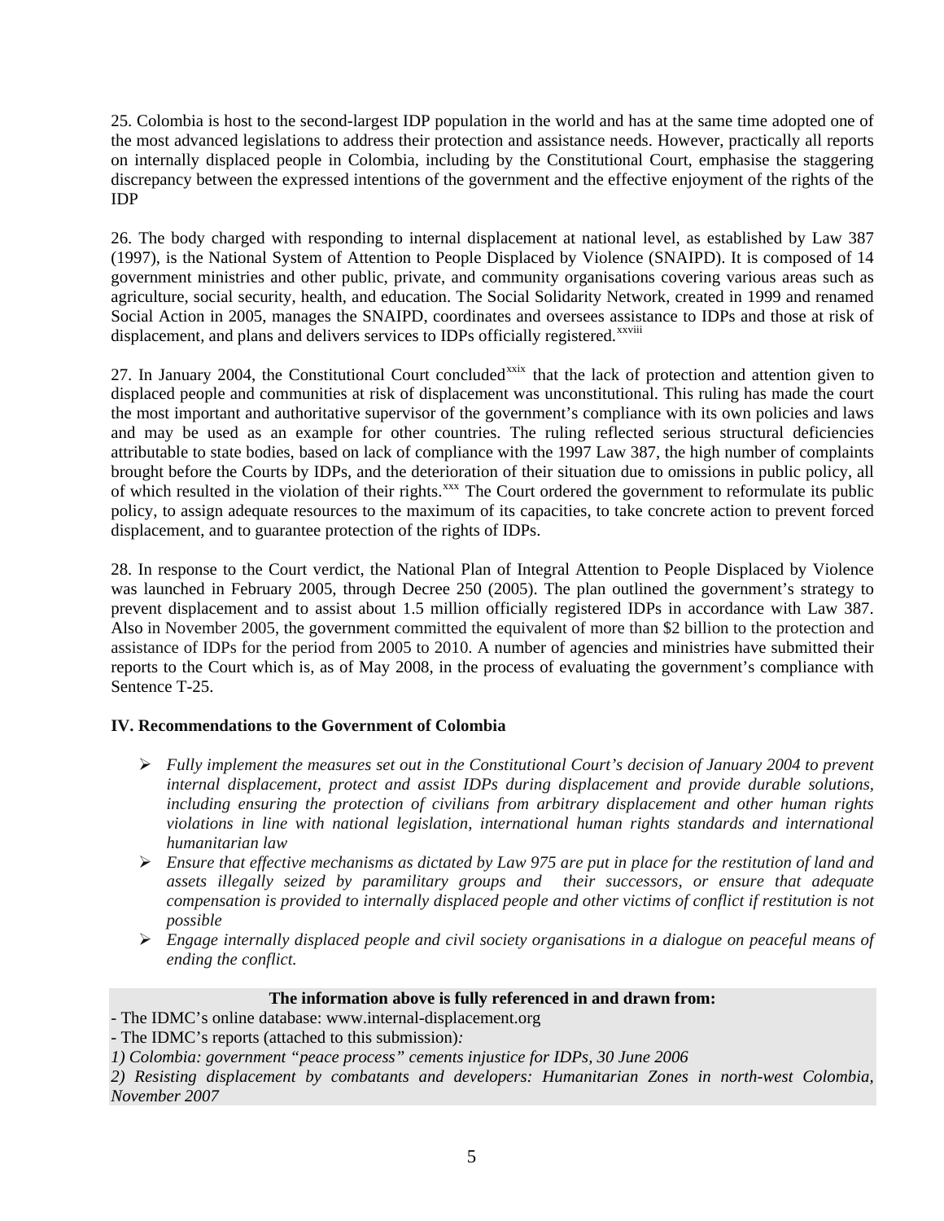25. Colombia is host to the second-largest IDP population in the world and has at the same time adopted one of the most advanced legislations to address their protection and assistance needs. However, practically all reports on internally displaced people in Colombia, including by the Constitutional Court, emphasise the staggering discrepancy between the expressed intentions of the government and the effective enjoyment of the rights of the IDP

26. The body charged with responding to internal displacement at national level, as established by Law 387 (1997), is the National System of Attention to People Displaced by Violence (SNAIPD). It is composed of 14 government ministries and other public, private, and community organisations covering various areas such as agriculture, social security, health, and education. The Social Solidarity Network, created in 1999 and renamed Social Action in 2005, manages the SNAIPD, coordinates and oversees assistance to IDPs and those at risk of displacement, and plans and delivers services to IDPs officially registered.[xxviii]

27. In January 2004, the Constitutional Court concluded[xxix] that the lack of protection and attention given to displaced people and communities at risk of displacement was unconstitutional. This ruling has made the court the most important and authoritative supervisor of the government's compliance with its own policies and laws and may be used as an example for other countries. The ruling reflected serious structural deficiencies attributable to state bodies, based on lack of compliance with the 1997 Law 387, the high number of complaints brought before the Courts by IDPs, and the deterioration of their situation due to omissions in public policy, all of which resulted in the violation of their rights.[xxx] The Court ordered the government to reformulate its public policy, to assign adequate resources to the maximum of its capacities, to take concrete action to prevent forced displacement, and to guarantee protection of the rights of IDPs.

28. In response to the Court verdict, the National Plan of Integral Attention to People Displaced by Violence was launched in February 2005, through Decree 250 (2005). The plan outlined the government's strategy to prevent displacement and to assist about 1.5 million officially registered IDPs in accordance with Law 387. Also in November 2005, the government committed the equivalent of more than $2 billion to the protection and assistance of IDPs for the period from 2005 to 2010. A number of agencies and ministries have submitted their reports to the Court which is, as of May 2008, in the process of evaluating the government's compliance with Sentence T-25.

**IV. Recommendations to the Government of Colombia**

- *Fully implement the measures set out in the Constitutional Court's decision of January 2004 to prevent internal displacement, protect and assist IDPs during displacement and provide durable solutions, including ensuring the protection of civilians from arbitrary displacement and other human rights violations in line with national legislation, international human rights standards and international humanitarian law*
- *Ensure that effective mechanisms as dictated by Law 975 are put in place for the restitution of land and assets illegally seized by paramilitary groups and their successors, or ensure that adequate compensation is provided to internally displaced people and other victims of conflict if restitution is not possible*
- *Engage internally displaced people and civil society organisations in a dialogue on peaceful means of ending the conflict.*

**The information above is fully referenced in and drawn from:**

- The IDMC's online database: www.internal-displacement.org

- The IDMC's reports (attached to this submission)*:*

*1) Colombia: government "peace process" cements injustice for IDPs, 30 June 2006*

*2) Resisting displacement by combatants and developers: Humanitarian Zones in north-west Colombia, November 2007*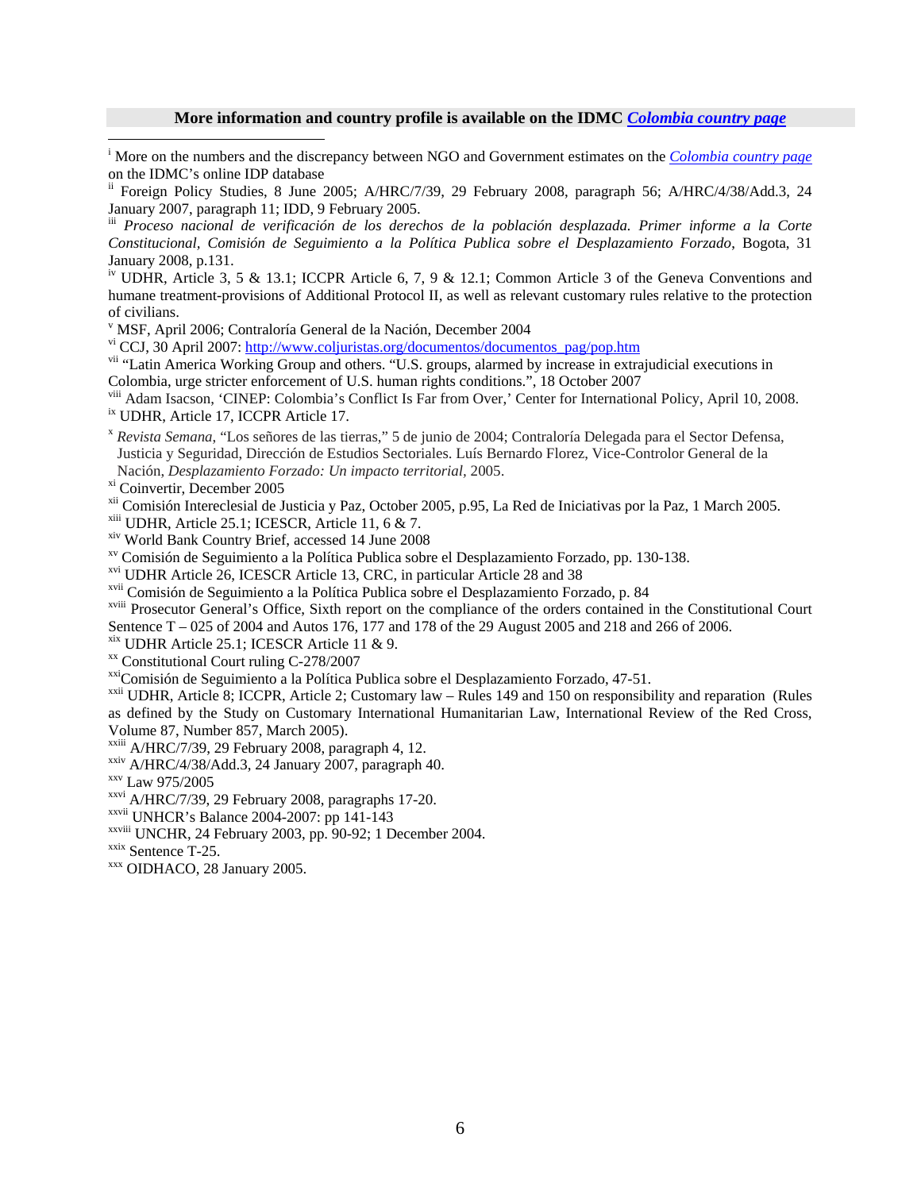**More information and country profile is available on the IDMC *Colombia country page***

---

[i] More on the numbers and the discrepancy between NGO and Government estimates on the *Colombia country page* on the IDMC's online IDP database

[ii] Foreign Policy Studies, 8 June 2005; A/HRC/7/39, 29 February 2008, paragraph 56; A/HRC/4/38/Add.3, 24 January 2007, paragraph 11; IDD, 9 February 2005.

[iii] *Proceso nacional de verificación de los derechos de la población desplazada. Primer informe a la Corte Constitucional, Comisión de Seguimiento a la Política Publica sobre el Desplazamiento Forzado*, Bogota, 31 January 2008, p.131.

[iv] UDHR, Article 3, 5 & 13.1; ICCPR Article 6, 7, 9 & 12.1; Common Article 3 of the Geneva Conventions and humane treatment-provisions of Additional Protocol II, as well as relevant customary rules relative to the protection of civilians.

[v] MSF, April 2006; Contraloría General de la Nación, December 2004

[vi] CCJ, 30 April 2007: http://www.coljuristas.org/documentos/documentos_pag/pop.htm

[vii] "Latin America Working Group and others. "U.S. groups, alarmed by increase in extrajudicial executions in Colombia, urge stricter enforcement of U.S. human rights conditions.", 18 October 2007

[viii] Adam Isacson, 'CINEP: Colombia's Conflict Is Far from Over,' Center for International Policy, April 10, 2008.

[ix] UDHR, Article 17, ICCPR Article 17.

[x] *Revista Semana*, "Los señores de las tierras," 5 de junio de 2004; Contraloría Delegada para el Sector Defensa, Justicia y Seguridad, Dirección de Estudios Sectoriales. Luís Bernardo Florez, Vice-Controlor General de la Nación, *Desplazamiento Forzado: Un impacto territorial*, 2005.

[xi] Coinvertir, December 2005

[xii] Comisión Intereclesial de Justicia y Paz, October 2005, p.95, La Red de Iniciativas por la Paz, 1 March 2005.

[xiii] UDHR, Article 25.1; ICESCR, Article 11, 6 & 7.

[xiv] World Bank Country Brief, accessed 14 June 2008

[xv] Comisión de Seguimiento a la Política Publica sobre el Desplazamiento Forzado, pp. 130-138.

[xvi] UDHR Article 26, ICESCR Article 13, CRC, in particular Article 28 and 38

[xvii] Comisión de Seguimiento a la Política Publica sobre el Desplazamiento Forzado, p. 84

[xviii] Prosecutor General's Office, Sixth report on the compliance of the orders contained in the Constitutional Court Sentence T – 025 of 2004 and Autos 176, 177 and 178 of the 29 August 2005 and 218 and 266 of 2006.

[xix] UDHR Article 25.1; ICESCR Article 11 & 9.

[xx] Constitutional Court ruling C-278/2007

[xxi] Comisión de Seguimiento a la Política Publica sobre el Desplazamiento Forzado, 47-51.

[xxii] UDHR, Article 8; ICCPR, Article 2; Customary law – Rules 149 and 150 on responsibility and reparation (Rules as defined by the Study on Customary International Humanitarian Law, International Review of the Red Cross, Volume 87, Number 857, March 2005).

[xxiii] A/HRC/7/39, 29 February 2008, paragraph 4, 12.

[xxiv] A/HRC/4/38/Add.3, 24 January 2007, paragraph 40.

[xxv] Law 975/2005

[xxvi] A/HRC/7/39, 29 February 2008, paragraphs 17-20.

[xxvii] UNHCR's Balance 2004-2007: pp 141-143

[xxviii] UNCHR, 24 February 2003, pp. 90-92; 1 December 2004.

[xxix] Sentence T-25.

[xxx] OIDHACO, 28 January 2005.